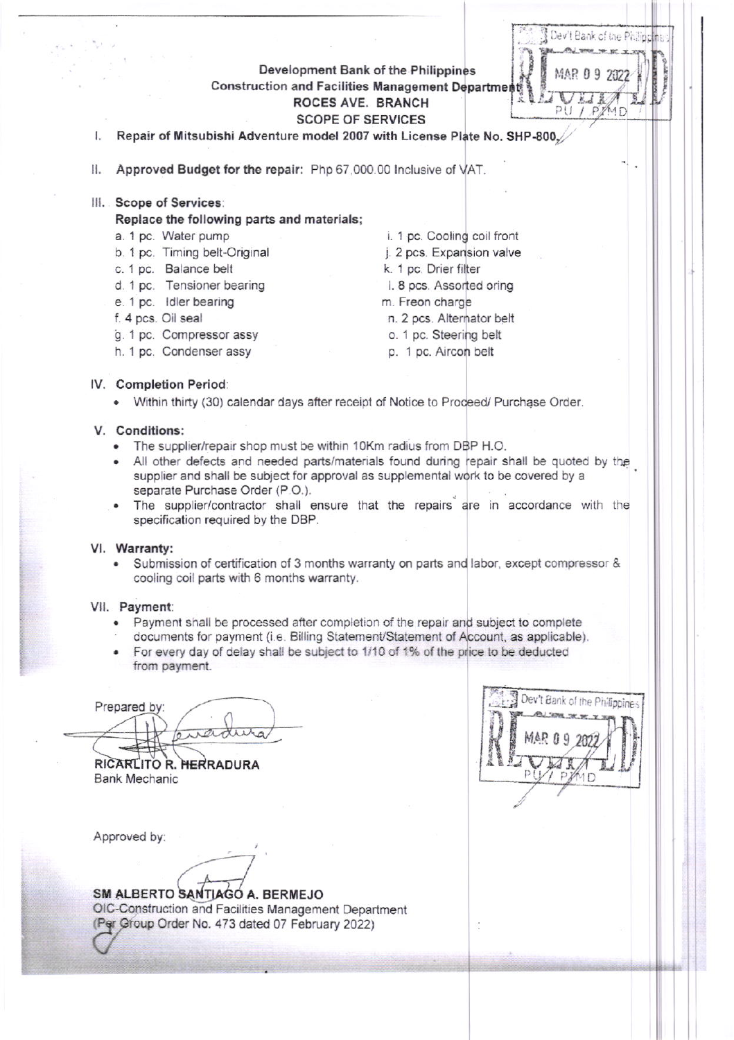Development Bank of the Philippines
Construction and Facilities Management Department
**ROCES AVE. BRANCH**
**SCOPE OF SERVICES**

Dev't Bank of the Philippines
RECEIVED
MAR 09 2022
PU / PFMD

I. **Repair of Mitsubishi Adventure model 2007 with License Plate No. SHP-800.**

II. **Approved Budget for the repair:** Php 67,000.00 Inclusive of VAT.

III. **Scope of Services:**
**Replace the following parts and materials;**

a. 1 pc. Water pump
b. 1 pc. Timing belt-Original
c. 1 pc. Balance belt
d. 1 pc. Tensioner bearing
e. 1 pc. Idler bearing
f. 4 pcs. Oil seal
g. 1 pc. Compressor assy
h. 1 pc. Condenser assy
i. 1 pc. Cooling coil front
j. 2 pcs. Expansion valve
k. 1 pc. Drier filter
l. 8 pcs. Assorted oring
m. Freon charge
n. 2 pcs. Alternator belt
o. 1 pc. Steering belt
p. 1 pc. Aircon belt

IV. **Completion Period:**
- Within thirty (30) calendar days after receipt of Notice to Proceed/ Purchase Order.

V. **Conditions:**
- The supplier/repair shop must be within 10Km radius from DBP H.O.
- All other defects and needed parts/materials found during repair shall be quoted by the supplier and shall be subject for approval as supplemental work to be covered by a separate Purchase Order (P.O.).
- The supplier/contractor shall ensure that the repairs are in accordance with the specification required by the DBP.

VI. **Warranty:**
- Submission of certification of 3 months warranty on parts and labor, except compressor & cooling coil parts with 6 months warranty.

VII. **Payment:**
- Payment shall be processed after completion of the repair and subject to complete documents for payment (i.e. Billing Statement/Statement of Account, as applicable).
- For every day of delay shall be subject to 1/10 of 1% of the price to be deducted from payment.

Prepared by:

**RICARLITO R. HERRADURA**
Bank Mechanic

Dev't Bank of the Philippines
RECEIVED
MAR 09 2022
PU / PFMD

Approved by:

**SM ALBERTO SANTIAGO A. BERMEJO**
OIC-Construction and Facilities Management Department
(Per Group Order No. 473 dated 07 February 2022)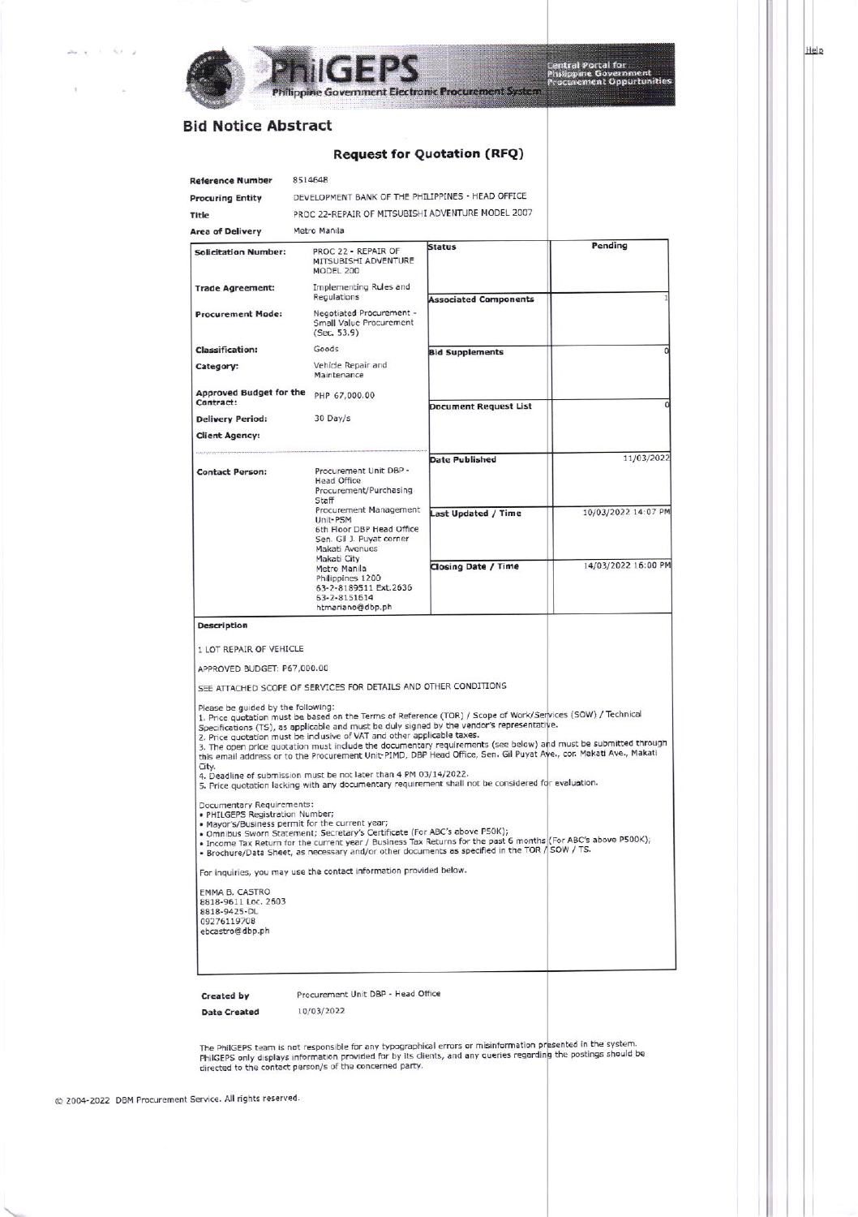PhilGEPS
Philippine Government Electronic Procurement System
Central Portal for Philippine Government Procurement Opportunities

Help

## Bid Notice Abstract

### Request for Quotation (RFQ)

| | |
|---|---|
| **Reference Number** | 8514648 |
| **Procuring Entity** | DEVELOPMENT BANK OF THE PHILIPPINES - HEAD OFFICE |
| **Title** | PROC 22-REPAIR OF MITSUBISHI ADVENTURE MODEL 2007 |
| **Area of Delivery** | Metro Manila |

| | | | |
|---|---|---|---|
| **Solicitation Number:** | PROC 22 - REPAIR OF MITSUBISHI ADVENTURE MODEL 200 | **Status** | Pending |
| **Trade Agreement:** | Implementing Rules and Regulations | **Associated Components** | 1 |
| **Procurement Mode:** | Negotiated Procurement - Small Value Procurement (Sec. 53.9) | | |
| **Classification:** | Goods | **Bid Supplements** | 0 |
| **Category:** | Vehicle Repair and Maintenance | | |
| **Approved Budget for the Contract:** | PHP 67,000.00 | **Document Request List** | 0 |
| **Delivery Period:** | 30 Day/s | | |
| **Client Agency:** | | | |
| **Contact Person:** | Procurement Unit DBP - Head Office Procurement/Purchasing Staff Procurement Management Unit-PSM 6th Floor DBP Head Office Sen. Gil J. Puyat corner Makati Avenues Makati City Metro Manila Philippines 1200 63-2-8189511 Ext.2636 63-2-8151614 htmariano@dbp.ph | **Date Published** | 11/03/2022 |
| | | **Last Updated / Time** | 10/03/2022 14:07 PM |
| | | **Closing Date / Time** | 14/03/2022 16:00 PM |

**Description**

1 LOT REPAIR OF VEHICLE

APPROVED BUDGET: P67,000.00

SEE ATTACHED SCOPE OF SERVICES FOR DETAILS AND OTHER CONDITIONS

Please be guided by the following:
1. Price quotation must be based on the Terms of Reference (TOR) / Scope of Work/Services (SOW) / Technical Specifications (TS), as applicable and must be duly signed by the vendor's representative.
2. Price quotation must be inclusive of VAT and other applicable taxes.
3. The open price quotation must include the documentary requirements (see below) and must be submitted through this email address or to the Procurement Unit-PIMD, DBP Head Office, Sen. Gil Puyat Ave., cor. Makati Ave., Makati City.
4. Deadline of submission must be not later than 4 PM 03/14/2022.
5. Price quotation lacking with any documentary requirement shall not be considered for evaluation.

Documentary Requirements:
- PHILGEPS Registration Number;
- Mayor's/Business permit for the current year;
- Omnibus Sworn Statement; Secretary's Certificate (For ABC's above P50K);
- Income Tax Return for the current year / Business Tax Returns for the past 6 months (For ABC's above P500K);
- Brochure/Data Sheet, as necessary and/or other documents as specified in the TOR / SOW / TS.

For inquiries, you may use the contact information provided below.

EMMA B. CASTRO
8818-9611 Loc. 2603
8818-9425-DL
09276119708
ebcastro@dbp.ph

| | |
|---|---|
| **Created by** | Procurement Unit DBP - Head Office |
| **Date Created** | 10/03/2022 |

The PhilGEPS team is not responsible for any typographical errors or misinformation presented in the system. PhilGEPS only displays information provided for by its clients, and any queries regarding the postings should be directed to the contact person/s of the concerned party.

© 2004-2022 DBM Procurement Service. All rights reserved.